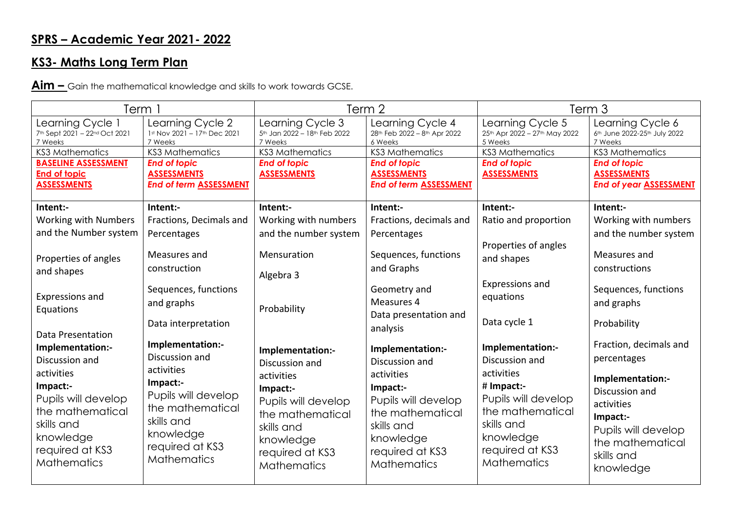## SPRS – Academic Year 2021- 2022

## KS3- Maths Long Term Plan

**Aim –** Gain the mathematical knowledge and skills to work towards GCSE.

| Term 1 | | Term 2 | | Term 3 | |
|---|---|---|---|---|---|
| Learning Cycle 1<br>7th Sept 2021 – 22nd Oct 2021<br>7 Weeks | Learning Cycle 2<br>1st Nov 2021 – 17th Dec 2021<br>7 Weeks | Learning Cycle 3<br>5th Jan 2022 – 18th Feb 2022<br>7 Weeks | Learning Cycle 4<br>28th Feb 2022 – 8th Apr 2022<br>6 Weeks | Learning Cycle 5<br>25th Apr 2022 – 27th May 2022<br>5 Weeks | Learning Cycle 6<br>6th June 2022-25th July 2022<br>7 Weeks |
| KS3 Mathematics | KS3 Mathematics | KS3 Mathematics | KS3 Mathematics | KS3 Mathematics | KS3 Mathematics |
| **BASELINE ASSESSMENT**<br>**End of topic ASSESSMENTS** | ***End of topic* ASSESSMENTS**<br>***End of term* ASSESSMENT** | ***End of topic* ASSESSMENTS** | ***End of topic* ASSESSMENTS**<br>***End of term* ASSESSMENT** | ***End of topic* ASSESSMENTS** | ***End of topic* ASSESSMENTS**<br>***End of year* ASSESSMENT** |
| **Intent:-**<br>Working with Numbers and the Number system<br><br>Properties of angles and shapes<br><br>Expressions and Equations<br><br>Data Presentation<br>**Implementation:-**<br>Discussion and activities<br>**Impact:-**<br>Pupils will develop the mathematical skills and knowledge required at KS3 Mathematics | **Intent:-**<br>Fractions, Decimals and Percentages<br><br>Measures and construction<br><br>Sequences, functions and graphs<br><br>Data interpretation<br>**Implementation:-**<br>Discussion and activities<br>**Impact:-**<br>Pupils will develop the mathematical skills and knowledge required at KS3 Mathematics | **Intent:-**<br>Working with numbers and the number system<br><br>Mensuration<br><br>Algebra 3<br><br>Probability<br><br>**Implementation:-**<br>Discussion and activities<br>**Impact:-**<br>Pupils will develop the mathematical skills and knowledge required at KS3 Mathematics | **Intent:-**<br>Fractions, decimals and Percentages<br><br>Sequences, functions and Graphs<br><br>Geometry and Measures 4<br>Data presentation and analysis<br>**Implementation:-**<br>Discussion and activities<br>**Impact:-**<br>Pupils will develop the mathematical skills and knowledge required at KS3 Mathematics | **Intent:-**<br>Ratio and proportion<br><br>Properties of angles and shapes<br><br>Expressions and equations<br><br>Data cycle 1<br>**Implementation:-**<br>Discussion and activities<br># **Impact:-**<br>Pupils will develop the mathematical skills and knowledge required at KS3 Mathematics | **Intent:-**<br>Working with numbers and the number system<br><br>Measures and constructions<br><br>Sequences, functions and graphs<br><br>Probability<br><br>Fraction, decimals and percentages<br>**Implementation:-**<br>Discussion and activities<br>**Impact:-**<br>Pupils will develop the mathematical skills and knowledge |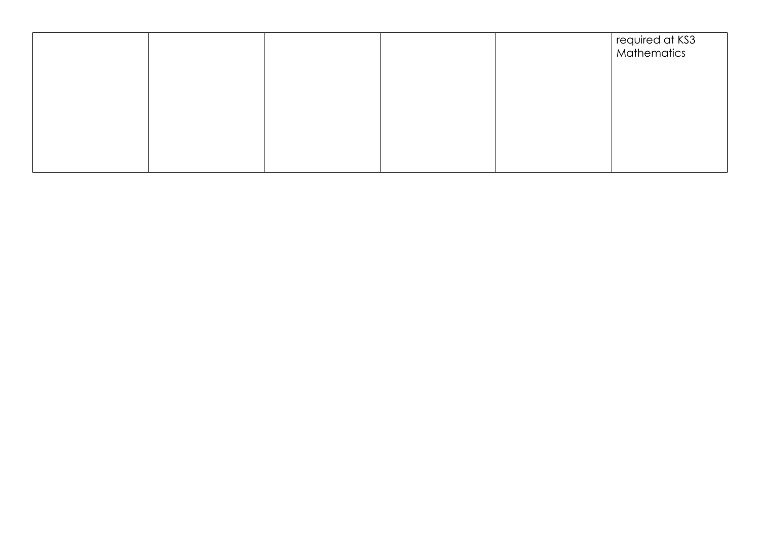| | | | | | |
|---|---|---|---|---|---|
| | | | | | required at KS3 Mathematics |